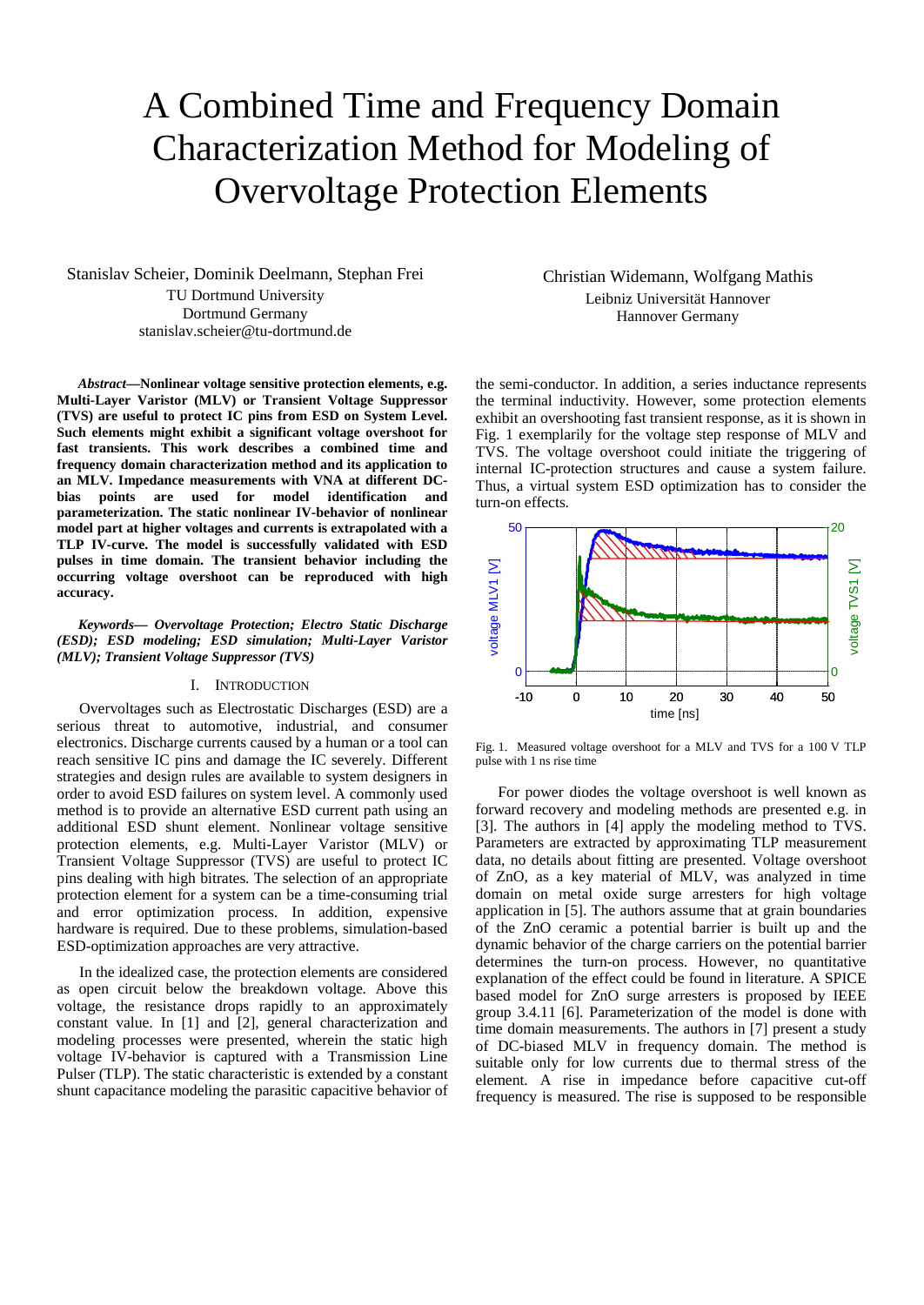# A Combined Time and Frequency Domain Characterization Method for Modeling of Overvoltage Protection Elements

Stanislav Scheier, Dominik Deelmann, Stephan Frei
TU Dortmund University
Dortmund Germany
stanislav.scheier@tu-dortmund.de

Christian Widemann, Wolfgang Mathis
Leibniz Universität Hannover
Hannover Germany

***Abstract*—Nonlinear voltage sensitive protection elements, e.g. Multi-Layer Varistor (MLV) or Transient Voltage Suppressor (TVS) are useful to protect IC pins from ESD on System Level. Such elements might exhibit a significant voltage overshoot for fast transients. This work describes a combined time and frequency domain characterization method and its application to an MLV. Impedance measurements with VNA at different DC-bias points are used for model identification and parameterization. The static nonlinear IV-behavior of nonlinear model part at higher voltages and currents is extrapolated with a TLP IV-curve. The model is successfully validated with ESD pulses in time domain. The transient behavior including the occurring voltage overshoot can be reproduced with high accuracy.**

***Keywords— Overvoltage Protection; Electro Static Discharge (ESD); ESD modeling; ESD simulation; Multi-Layer Varistor (MLV); Transient Voltage Suppressor (TVS)***

## I. Introduction

Overvoltages such as Electrostatic Discharges (ESD) are a serious threat to automotive, industrial, and consumer electronics. Discharge currents caused by a human or a tool can reach sensitive IC pins and damage the IC severely. Different strategies and design rules are available to system designers in order to avoid ESD failures on system level. A commonly used method is to provide an alternative ESD current path using an additional ESD shunt element. Nonlinear voltage sensitive protection elements, e.g. Multi-Layer Varistor (MLV) or Transient Voltage Suppressor (TVS) are useful to protect IC pins dealing with high bitrates. The selection of an appropriate protection element for a system can be a time-consuming trial and error optimization process. In addition, expensive hardware is required. Due to these problems, simulation-based ESD-optimization approaches are very attractive.

In the idealized case, the protection elements are considered as open circuit below the breakdown voltage. Above this voltage, the resistance drops rapidly to an approximately constant value. In [1] and [2], general characterization and modeling processes were presented, wherein the static high voltage IV-behavior is captured with a Transmission Line Pulser (TLP). The static characteristic is extended by a constant shunt capacitance modeling the parasitic capacitive behavior of the semi-conductor. In addition, a series inductance represents the terminal inductivity. However, some protection elements exhibit an overshooting fast transient response, as it is shown in Fig. 1 exemplarily for the voltage step response of MLV and TVS. The voltage overshoot could initiate the triggering of internal IC-protection structures and cause a system failure. Thus, a virtual system ESD optimization has to consider the turn-on effects.

voltage MLV1 [V]
voltage TVS1 [V]
50
0
20
0
-10
0
10
20
30
40
50
time [ns]

Fig. 1. Measured voltage overshoot for a MLV and TVS for a 100 V TLP pulse with 1 ns rise time

For power diodes the voltage overshoot is well known as forward recovery and modeling methods are presented e.g. in [3]. The authors in [4] apply the modeling method to TVS. Parameters are extracted by approximating TLP measurement data, no details about fitting are presented. Voltage overshoot of ZnO, as a key material of MLV, was analyzed in time domain on metal oxide surge arresters for high voltage application in [5]. The authors assume that at grain boundaries of the ZnO ceramic a potential barrier is built up and the dynamic behavior of the charge carriers on the potential barrier determines the turn-on process. However, no quantitative explanation of the effect could be found in literature. A SPICE based model for ZnO surge arresters is proposed by IEEE group 3.4.11 [6]. Parameterization of the model is done with time domain measurements. The authors in [7] present a study of DC-biased MLV in frequency domain. The method is suitable only for low currents due to thermal stress of the element. A rise in impedance before capacitive cut-off frequency is measured. The rise is supposed to be responsible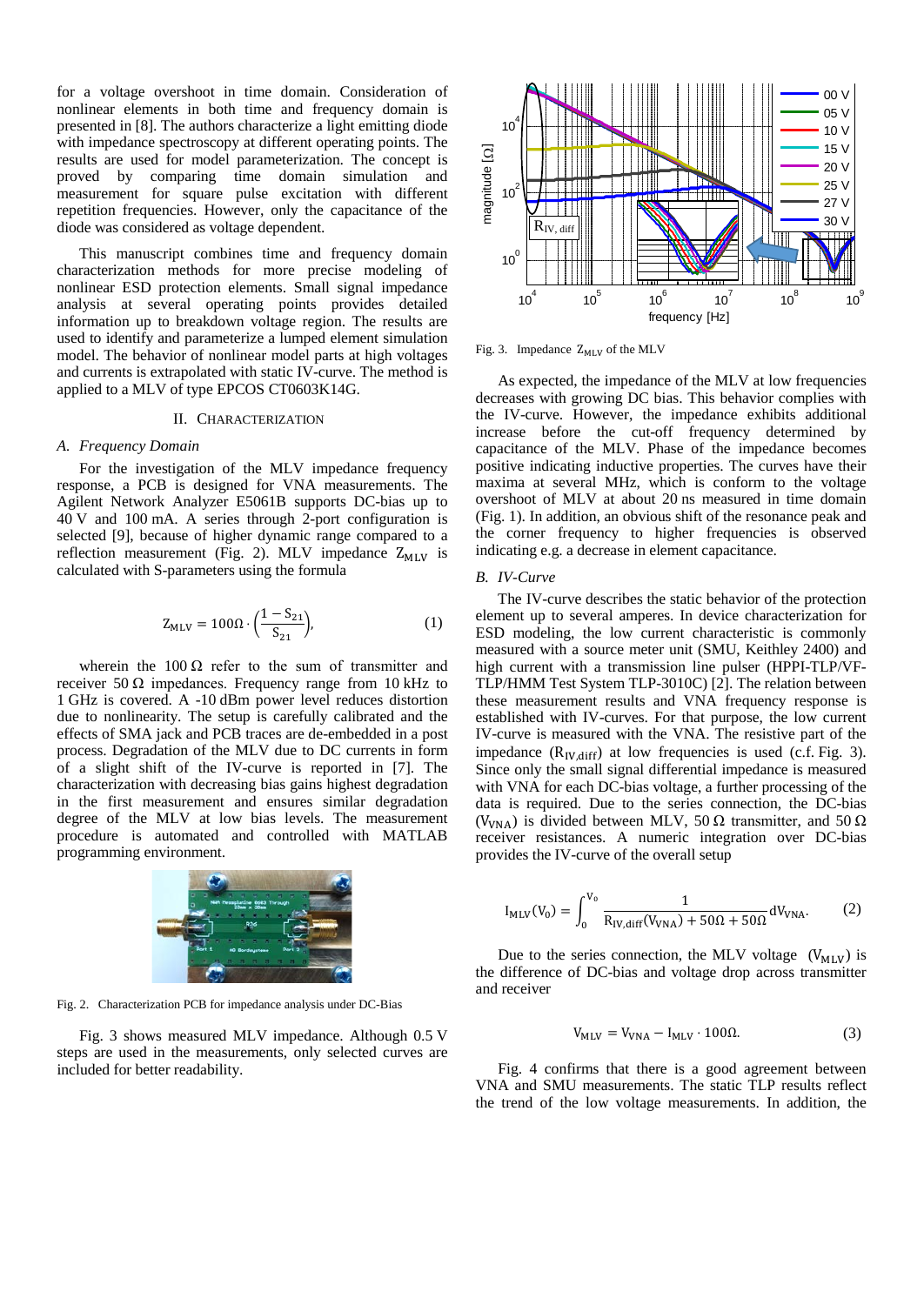for a voltage overshoot in time domain. Consideration of nonlinear elements in both time and frequency domain is presented in [8]. The authors characterize a light emitting diode with impedance spectroscopy at different operating points. The results are used for model parameterization. The concept is proved by comparing time domain simulation and measurement for square pulse excitation with different repetition frequencies. However, only the capacitance of the diode was considered as voltage dependent.

This manuscript combines time and frequency domain characterization methods for more precise modeling of nonlinear ESD protection elements. Small signal impedance analysis at several operating points provides detailed information up to breakdown voltage region. The results are used to identify and parameterize a lumped element simulation model. The behavior of nonlinear model parts at high voltages and currents is extrapolated with static IV-curve. The method is applied to a MLV of type EPCOS CT0603K14G.

## II. Characterization

### A. Frequency Domain

For the investigation of the MLV impedance frequency response, a PCB is designed for VNA measurements. The Agilent Network Analyzer E5061B supports DC-bias up to 40 V and 100 mA. A series through 2-port configuration is selected [9], because of higher dynamic range compared to a reflection measurement (Fig. 2). MLV impedance $Z_{MLV}$ is calculated with S-parameters using the formula

$$Z_{MLV} = 100\Omega \cdot \left(\frac{1 - S_{21}}{S_{21}}\right), \tag{1}$$

wherein the 100 Ω refer to the sum of transmitter and receiver 50 Ω impedances. Frequency range from 10 kHz to 1 GHz is covered. A -10 dBm power level reduces distortion due to nonlinearity. The setup is carefully calibrated and the effects of SMA jack and PCB traces are de-embedded in a post process. Degradation of the MLV due to DC currents in form of a slight shift of the IV-curve is reported in [7]. The characterization with decreasing bias grants highest degradation in the first measurement and ensures similar degradation degree of the MLV at low bias levels. The measurement procedure is automated and controlled with MATLAB programming environment.

Fig. 2. Characterization PCB for impedance analysis under DC-Bias

Fig. 3 shows measured MLV impedance. Although 0.5 V steps are used in the measurements, only selected curves are included for better readability.

Fig. 3. Impedance $Z_{MLV}$ of the MLV

As expected, the impedance of the MLV at low frequencies decreases with growing DC bias. This behavior complies with the IV-curve. However, the impedance exhibits additional increase before the cut-off frequency determined by capacitance of the MLV. Phase of the impedance becomes positive indicating inductive properties. The curves have their maxima at several MHz, which is conform to the voltage overshoot of MLV at about 20 ns measured in time domain (Fig. 1). In addition, an obvious shift of the resonance peak and the corner frequency to higher frequencies is observed indicating e.g. a decrease in element capacitance.

### B. IV-Curve

The IV-curve describes the static behavior of the protection element up to several amperes. In device characterization for ESD modeling, the low current characteristic is commonly measured with a source meter unit (SMU, Keithley 2400) and high current with a transmission line pulser (HPPI-TLP/VF-TLP/HMM Test System TLP-3010C) [2]. The relation between these measurement results and VNA frequency response is established with IV-curves. For that purpose, the low current IV-curve is measured with the VNA. The resistive part of the impedance ($R_{IV,diff}$) at low frequencies is used (c.f. Fig. 3). Since only the small signal differential impedance is measured with VNA for each DC-bias voltage, a further processing of the data is required. Due to the series connection, the DC-bias ($V_{VNA}$) is divided between MLV, 50 Ω transmitter, and 50 Ω receiver resistances. A numeric integration over DC-bias provides the IV-curve of the overall setup

$$I_{MLV}(V_0) = \int_0^{V_0} \frac{1}{R_{IV,diff}(V_{VNA}) + 50\Omega + 50\Omega} dV_{VNA}. \tag{2}$$

Due to the series connection, the MLV voltage ($V_{MLV}$) is the difference of DC-bias and voltage drop across transmitter and receiver

$$V_{MLV} = V_{VNA} - I_{MLV} \cdot 100\Omega. \tag{3}$$

Fig. 4 confirms that there is a good agreement between VNA and SMU measurements. The static TLP results reflect the trend of the low voltage measurements. In addition, the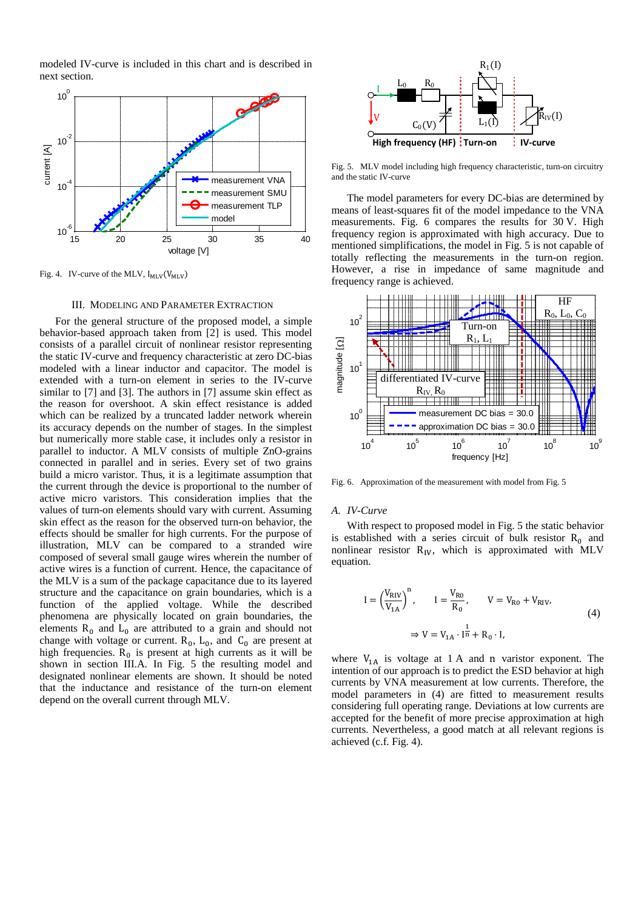modeled IV-curve is included in this chart and is described in next section.

Fig. 4. IV-curve of the MLV, $I_{MLV}(V_{MLV})$

## III. Modeling and Parameter Extraction

For the general structure of the proposed model, a simple behavior-based approach taken from [2] is used. This model consists of a parallel circuit of nonlinear resistor representing the static IV-curve and frequency characteristic at zero DC-bias modeled with a linear inductor and capacitor. The model is extended with a turn-on element in series to the IV-curve similar to [7] and [3]. The authors in [7] assume skin effect as the reason for overshoot. A skin effect resistance is added which can be realized by a truncated ladder network wherein its accuracy depends on the number of stages. In the simplest but numerically more stable case, it includes only a resistor in parallel to inductor. A MLV consists of multiple ZnO-grains connected in parallel and in series. Every set of two grains build a micro varistor. Thus, it is a legitimate assumption that the current through the device is proportional to the number of active micro varistors. This consideration implies that the values of turn-on elements should vary with current. Assuming skin effect as the reason for the observed turn-on behavior, the effects should be smaller for high currents. For the purpose of illustration, MLV can be compared to a stranded wire composed of several small gauge wires wherein the number of active wires is a function of current. Hence, the capacitance of the MLV is a sum of the package capacitance due to its layered structure and the capacitance on grain boundaries, which is a function of the applied voltage. While the described phenomena are physically located on grain boundaries, the elements $R_0$ and $L_0$ are attributed to a grain and should not change with voltage or current. $R_0$, $L_0$, and $C_0$ are present at high frequencies. $R_0$ is present at high currents as it will be shown in section III.A. In Fig. 5 the resulting model and designated nonlinear elements are shown. It should be noted that the inductance and resistance of the turn-on element depend on the overall current through MLV.

Fig. 5. MLV model including high frequency characteristic, turn-on circuitry and the static IV-curve

The model parameters for every DC-bias are determined by means of least-squares fit of the model impedance to the VNA measurements. Fig. 6 compares the results for 30 V. High frequency region is approximated with high accuracy. Due to mentioned simplifications, the model in Fig. 5 is not capable of totally reflecting the measurements in the turn-on region. However, a rise in impedance of same magnitude and frequency range is achieved.

Fig. 6. Approximation of the measurement with model from Fig. 5

### A. IV-Curve

With respect to proposed model in Fig. 5 the static behavior is established with a series circuit of bulk resistor $R_0$ and nonlinear resistor $R_{IV}$, which is approximated with MLV equation.

$$I = \left(\frac{V_{RIV}}{V_{1A}}\right)^n, \qquad I = \frac{V_{R0}}{R_0}, \qquad V = V_{R0} + V_{RIV}, \tag{4}$$
$$\Rightarrow V = V_{1A} \cdot I^{\frac{1}{n}} + R_0 \cdot I,$$

where $V_{1A}$ is voltage at 1 A and n varistor exponent. The intention of our approach is to predict the ESD behavior at high currents by VNA measurement at low currents. Therefore, the model parameters in (4) are fitted to measurement results considering full operating range. Deviations at low currents are accepted for the benefit of more precise approximation at high currents. Nevertheless, a good match at all relevant regions is achieved (c.f. Fig. 4).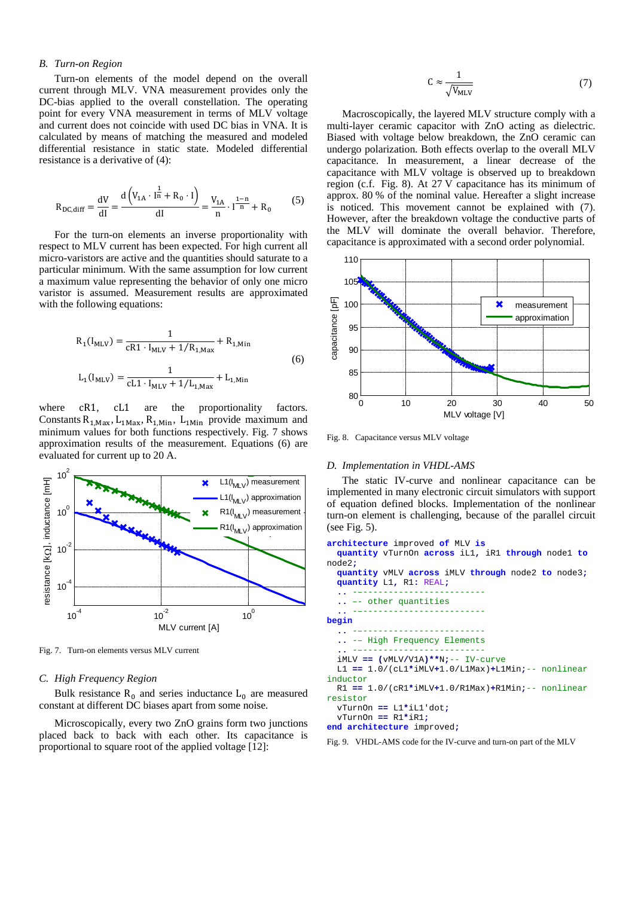### B. Turn-on Region

Turn-on elements of the model depend on the overall current through MLV. VNA measurement provides only the DC-bias applied to the overall constellation. The operating point for every VNA measurement in terms of MLV voltage and current does not coincide with used DC bias in VNA. It is calculated by means of matching the measured and modeled differential resistance in static state. Modeled differential resistance is a derivative of (4):

$$R_{DC,diff} = \frac{dV}{dI} = \frac{d\left(V_{1A} \cdot I^{\frac{1}{n}} + R_0 \cdot I\right)}{dI} = \frac{V_{1A}}{n} \cdot I^{\frac{1-n}{n}} + R_0 \quad (5)$$

For the turn-on elements an inverse proportionality with respect to MLV current has been expected. For high current all micro-varistors are active and the quantities should saturate to a particular minimum. With the same assumption for low current a maximum value representing the behavior of only one micro varistor is assumed. Measurement results are approximated with the following equations:

$$R_1(I_{MLV}) = \frac{1}{cR1 \cdot I_{MLV} + 1/R_{1,Max}} + R_{1,Min}$$
$$L_1(I_{MLV}) = \frac{1}{cL1 \cdot I_{MLV} + 1/L_{1,Max}} + L_{1,Min} \quad (6)$$

where cR1, cL1 are the proportionality factors. Constants $R_{1,Max}$, $L_{1Max}$, $R_{1,Min}$, $L_{1Min}$ provide maximum and minimum values for both functions respectively. Fig. 7 shows approximation results of the measurement. Equations (6) are evaluated for current up to 20 A.

Fig. 7. Turn-on elements versus MLV current

### C. High Frequency Region

Bulk resistance $R_0$ and series inductance $L_0$ are measured constant at different DC biases apart from some noise.

Microscopically, every two ZnO grains form two junctions placed back to back with each other. Its capacitance is proportional to square root of the applied voltage [12]:

$$C \approx \frac{1}{\sqrt{V_{MLV}}} \quad (7)$$

Macroscopically, the layered MLV structure comply with a multi-layer ceramic capacitor with ZnO acting as dielectric. Biased with voltage below breakdown, the ZnO ceramic can undergo polarization. Both effects overlap to the overall MLV capacitance. In measurement, a linear decrease of the capacitance with MLV voltage is observed up to breakdown region (c.f. Fig. 8). At 27 V capacitance has its minimum of approx. 80 % of the nominal value. Hereafter a slight increase is noticed. This movement cannot be explained with (7). However, after the breakdown voltage the conductive parts of the MLV will dominate the overall behavior. Therefore, capacitance is approximated with a second order polynomial.

Fig. 8. Capacitance versus MLV voltage

### D. Implementation in VHDL-AMS

The static IV-curve and nonlinear capacitance can be implemented in many electronic circuit simulators with support of equation defined blocks. Implementation of the nonlinear turn-on element is challenging, because of the parallel circuit (see Fig. 5).

```
architecture improved of MLV is
  quantity vTurnOn across iL1, iR1 through node1 to
node2;
  quantity vMLV across iMLV through node2 to node3;
  quantity L1, R1: REAL;
  .. -------------------------
  .. -- other quantities
  .. -------------------------
begin
  .. -------------------------
  .. -- High Frequency Elements
  .. -------------------------
  iMLV == (vMLV/V1A)**N;-- IV-curve
  L1 == 1.0/(cL1*iMLV+1.0/L1Max)+L1Min;-- nonlinear
inductor
  R1 == 1.0/(cR1*iMLV+1.0/R1Max)+R1Min;-- nonlinear
resistor
  vTurnOn == L1*iL1'dot;
  vTurnOn == R1*iR1;
end architecture improved;
```

Fig. 9. VHDL-AMS code for the IV-curve and turn-on part of the MLV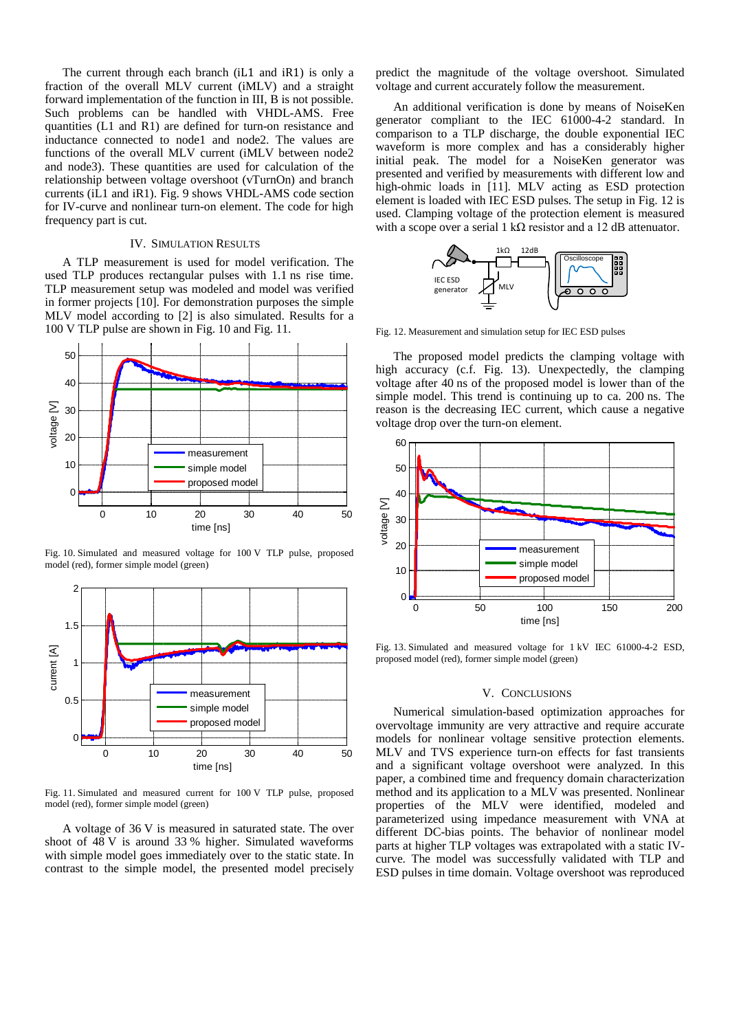The current through each branch (iL1 and iR1) is only a fraction of the overall MLV current (iMLV) and a straight forward implementation of the function in III, B is not possible. Such problems can be handled with VHDL-AMS. Free quantities (L1 and R1) are defined for turn-on resistance and inductance connected to node1 and node2. The values are functions of the overall MLV current (iMLV between node2 and node3). These quantities are used for calculation of the relationship between voltage overshoot (vTurnOn) and branch currents (iL1 and iR1). Fig. 9 shows VHDL-AMS code section for IV-curve and nonlinear turn-on element. The code for high frequency part is cut.

## IV. Simulation Results

A TLP measurement is used for model verification. The used TLP produces rectangular pulses with 1.1 ns rise time. TLP measurement setup was modeled and model was verified in former projects [10]. For demonstration purposes the simple MLV model according to [2] is also simulated. Results for a 100 V TLP pulse are shown in Fig. 10 and Fig. 11.

Fig. 10. Simulated and measured voltage for 100 V TLP pulse, proposed model (red), former simple model (green)

Fig. 11. Simulated and measured current for 100 V TLP pulse, proposed model (red), former simple model (green)

A voltage of 36 V is measured in saturated state. The over shoot of 48 V is around 33 % higher. Simulated waveforms with simple model goes immediately over to the static state. In contrast to the simple model, the presented model precisely predict the magnitude of the voltage overshoot. Simulated voltage and current accurately follow the measurement.

An additional verification is done by means of NoiseKen generator compliant to the IEC 61000-4-2 standard. In comparison to a TLP discharge, the double exponential IEC waveform is more complex and has a considerably higher initial peak. The model for a NoiseKen generator was presented and verified by measurements with different low and high-ohmic loads in [11]. MLV acting as ESD protection element is loaded with IEC ESD pulses. The setup in Fig. 12 is used. Clamping voltage of the protection element is measured with a scope over a serial 1 kΩ resistor and a 12 dB attenuator.

Fig. 12. Measurement and simulation setup for IEC ESD pulses

The proposed model predicts the clamping voltage with high accuracy (c.f. Fig. 13). Unexpectedly, the clamping voltage after 40 ns of the proposed model is lower than of the simple model. This trend is continuing up to ca. 200 ns. The reason is the decreasing IEC current, which cause a negative voltage drop over the turn-on element.

Fig. 13. Simulated and measured voltage for 1 kV IEC 61000-4-2 ESD, proposed model (red), former simple model (green)

## V. Conclusions

Numerical simulation-based optimization approaches for overvoltage immunity are very attractive and require accurate models for nonlinear voltage sensitive protection elements. MLV and TVS experience turn-on effects for fast transients and a significant voltage overshoot were analyzed. In this paper, a combined time and frequency domain characterization method and its application to a MLV was presented. Nonlinear properties of the MLV were identified, modeled and parameterized using impedance measurement with VNA at different DC-bias points. The behavior of nonlinear model parts at higher TLP voltages was extrapolated with a static IV-curve. The model was successfully validated with TLP and ESD pulses in time domain. Voltage overshoot was reproduced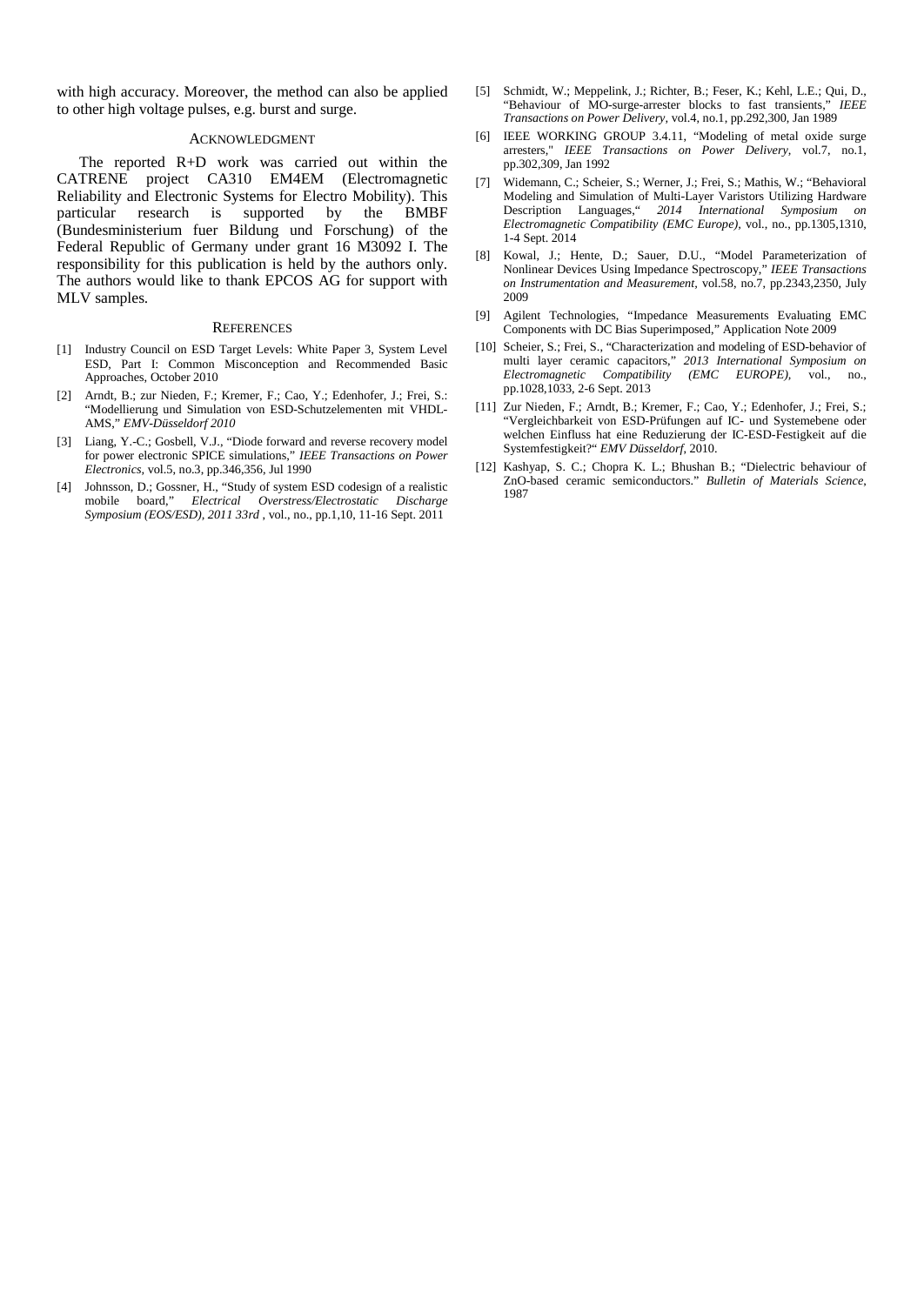with high accuracy. Moreover, the method can also be applied to other high voltage pulses, e.g. burst and surge.

## Acknowledgment

The reported R+D work was carried out within the CATRENE project CA310 EM4EM (Electromagnetic Reliability and Electronic Systems for Electro Mobility). This particular research is supported by the BMBF (Bundesministerium fuer Bildung und Forschung) of the Federal Republic of Germany under grant 16 M3092 I. The responsibility for this publication is held by the authors only. The authors would like to thank EPCOS AG for support with MLV samples.

## References

[1] Industry Council on ESD Target Levels: White Paper 3, System Level ESD, Part I: Common Misconception and Recommended Basic Approaches, October 2010

[2] Arndt, B.; zur Nieden, F.; Kremer, F.; Cao, Y.; Edenhofer, J.; Frei, S.: "Modellierung und Simulation von ESD-Schutzelementen mit VHDL-AMS," *EMV-Düsseldorf 2010*

[3] Liang, Y.-C.; Gosbell, V.J., "Diode forward and reverse recovery model for power electronic SPICE simulations," *IEEE Transactions on Power Electronics*, vol.5, no.3, pp.346,356, Jul 1990

[4] Johnsson, D.; Gossner, H., "Study of system ESD codesign of a realistic mobile board," *Electrical Overstress/Electrostatic Discharge Symposium (EOS/ESD), 2011 33rd* , vol., no., pp.1,10, 11-16 Sept. 2011

[5] Schmidt, W.; Meppelink, J.; Richter, B.; Feser, K.; Kehl, L.E.; Qui, D., "Behaviour of MO-surge-arrester blocks to fast transients," *IEEE Transactions on Power Delivery*, vol.4, no.1, pp.292,300, Jan 1989

[6] IEEE WORKING GROUP 3.4.11, "Modeling of metal oxide surge arresters," *IEEE Transactions on Power Delivery*, vol.7, no.1, pp.302,309, Jan 1992

[7] Widemann, C.; Scheier, S.; Werner, J.; Frei, S.; Mathis, W.; "Behavioral Modeling and Simulation of Multi-Layer Varistors Utilizing Hardware Description Languages," *2014 International Symposium on Electromagnetic Compatibility (EMC Europe)*, vol., no., pp.1305,1310, 1-4 Sept. 2014

[8] Kowal, J.; Hente, D.; Sauer, D.U., "Model Parameterization of Nonlinear Devices Using Impedance Spectroscopy," *IEEE Transactions on Instrumentation and Measurement*, vol.58, no.7, pp.2343,2350, July 2009

[9] Agilent Technologies, "Impedance Measurements Evaluating EMC Components with DC Bias Superimposed," Application Note 2009

[10] Scheier, S.; Frei, S., "Characterization and modeling of ESD-behavior of multi layer ceramic capacitors," *2013 International Symposium on Electromagnetic Compatibility (EMC EUROPE)*, vol., no., pp.1028,1033, 2-6 Sept. 2013

[11] Zur Nieden, F.; Arndt, B.; Kremer, F.; Cao, Y.; Edenhofer, J.; Frei, S.; "Vergleichbarkeit von ESD-Prüfungen auf IC- und Systemebene oder welchen Einfluss hat eine Reduzierung der IC-ESD-Festigkeit auf die Systemfestigkeit?" *EMV Düsseldorf*, 2010.

[12] Kashyap, S. C.; Chopra K. L.; Bhushan B.; "Dielectric behaviour of ZnO-based ceramic semiconductors." *Bulletin of Materials Science*, 1987